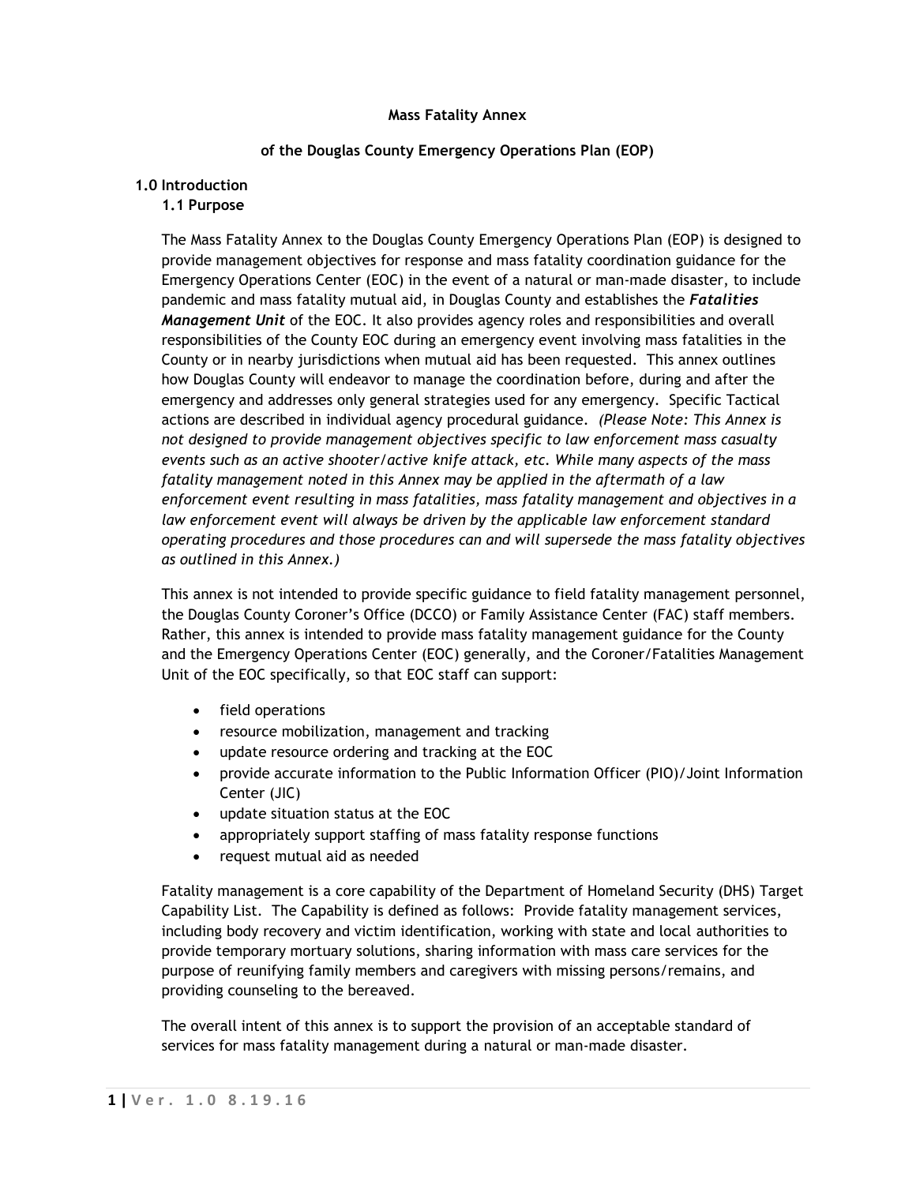# Mass Fatality Annex

## of the Douglas County Emergency Operations Plan (EOP)

### 1.0 Introduction

#### 1.1 Purpose

The Mass Fatality Annex to the Douglas County Emergency Operations Plan (EOP) is designed to provide management objectives for response and mass fatality coordination guidance for the Emergency Operations Center (EOC) in the event of a natural or man-made disaster, to include pandemic and mass fatality mutual aid, in Douglas County and establishes the ***Fatalities Management Unit*** of the EOC. It also provides agency roles and responsibilities and overall responsibilities of the County EOC during an emergency event involving mass fatalities in the County or in nearby jurisdictions when mutual aid has been requested. This annex outlines how Douglas County will endeavor to manage the coordination before, during and after the emergency and addresses only general strategies used for any emergency. Specific Tactical actions are described in individual agency procedural guidance. *(Please Note: This Annex is not designed to provide management objectives specific to law enforcement mass casualty events such as an active shooter/active knife attack, etc. While many aspects of the mass fatality management noted in this Annex may be applied in the aftermath of a law enforcement event resulting in mass fatalities, mass fatality management and objectives in a law enforcement event will always be driven by the applicable law enforcement standard operating procedures and those procedures can and will supersede the mass fatality objectives as outlined in this Annex.)*

This annex is not intended to provide specific guidance to field fatality management personnel, the Douglas County Coroner's Office (DCCO) or Family Assistance Center (FAC) staff members. Rather, this annex is intended to provide mass fatality management guidance for the County and the Emergency Operations Center (EOC) generally, and the Coroner/Fatalities Management Unit of the EOC specifically, so that EOC staff can support:

- field operations
- resource mobilization, management and tracking
- update resource ordering and tracking at the EOC
- provide accurate information to the Public Information Officer (PIO)/Joint Information Center (JIC)
- update situation status at the EOC
- appropriately support staffing of mass fatality response functions
- request mutual aid as needed

Fatality management is a core capability of the Department of Homeland Security (DHS) Target Capability List. The Capability is defined as follows: Provide fatality management services, including body recovery and victim identification, working with state and local authorities to provide temporary mortuary solutions, sharing information with mass care services for the purpose of reunifying family members and caregivers with missing persons/remains, and providing counseling to the bereaved.

The overall intent of this annex is to support the provision of an acceptable standard of services for mass fatality management during a natural or man-made disaster.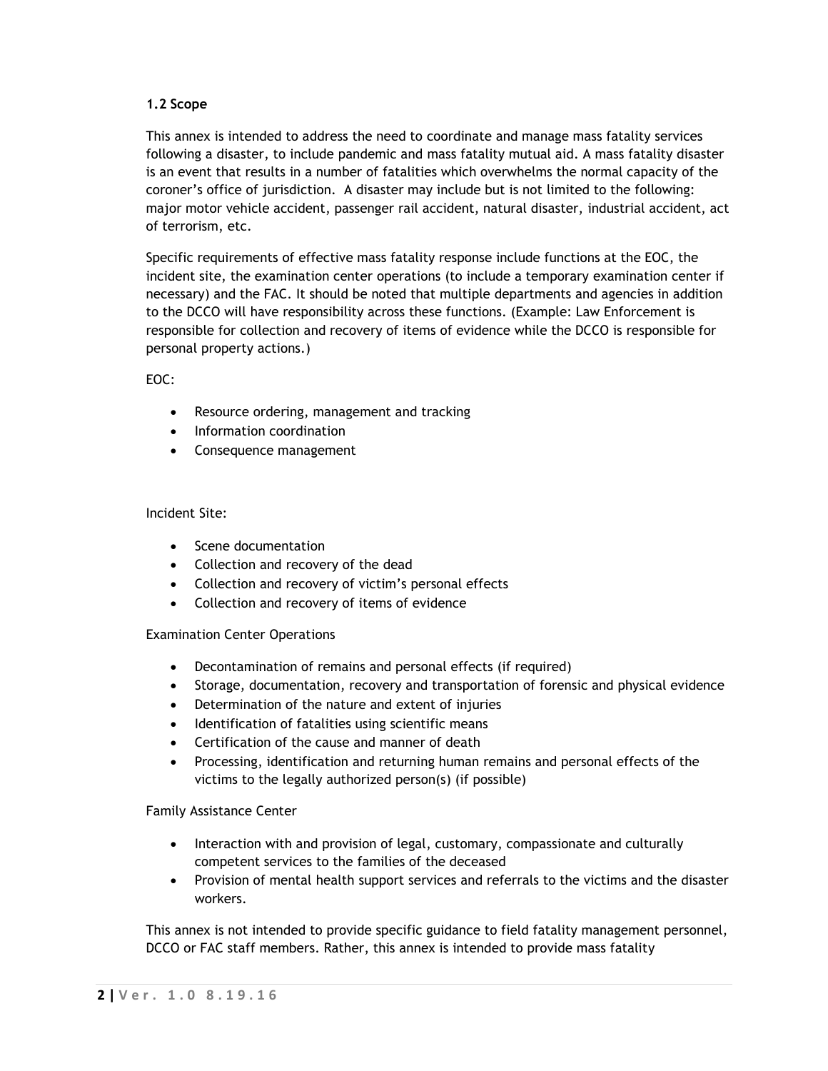### 1.2 Scope

This annex is intended to address the need to coordinate and manage mass fatality services following a disaster, to include pandemic and mass fatality mutual aid. A mass fatality disaster is an event that results in a number of fatalities which overwhelms the normal capacity of the coroner's office of jurisdiction. A disaster may include but is not limited to the following: major motor vehicle accident, passenger rail accident, natural disaster, industrial accident, act of terrorism, etc.

Specific requirements of effective mass fatality response include functions at the EOC, the incident site, the examination center operations (to include a temporary examination center if necessary) and the FAC. It should be noted that multiple departments and agencies in addition to the DCCO will have responsibility across these functions. (Example: Law Enforcement is responsible for collection and recovery of items of evidence while the DCCO is responsible for personal property actions.)

EOC:

- Resource ordering, management and tracking
- Information coordination
- Consequence management

Incident Site:

- Scene documentation
- Collection and recovery of the dead
- Collection and recovery of victim's personal effects
- Collection and recovery of items of evidence

Examination Center Operations

- Decontamination of remains and personal effects (if required)
- Storage, documentation, recovery and transportation of forensic and physical evidence
- Determination of the nature and extent of injuries
- Identification of fatalities using scientific means
- Certification of the cause and manner of death
- Processing, identification and returning human remains and personal effects of the victims to the legally authorized person(s) (if possible)

Family Assistance Center

- Interaction with and provision of legal, customary, compassionate and culturally competent services to the families of the deceased
- Provision of mental health support services and referrals to the victims and the disaster workers.

This annex is not intended to provide specific guidance to field fatality management personnel, DCCO or FAC staff members. Rather, this annex is intended to provide mass fatality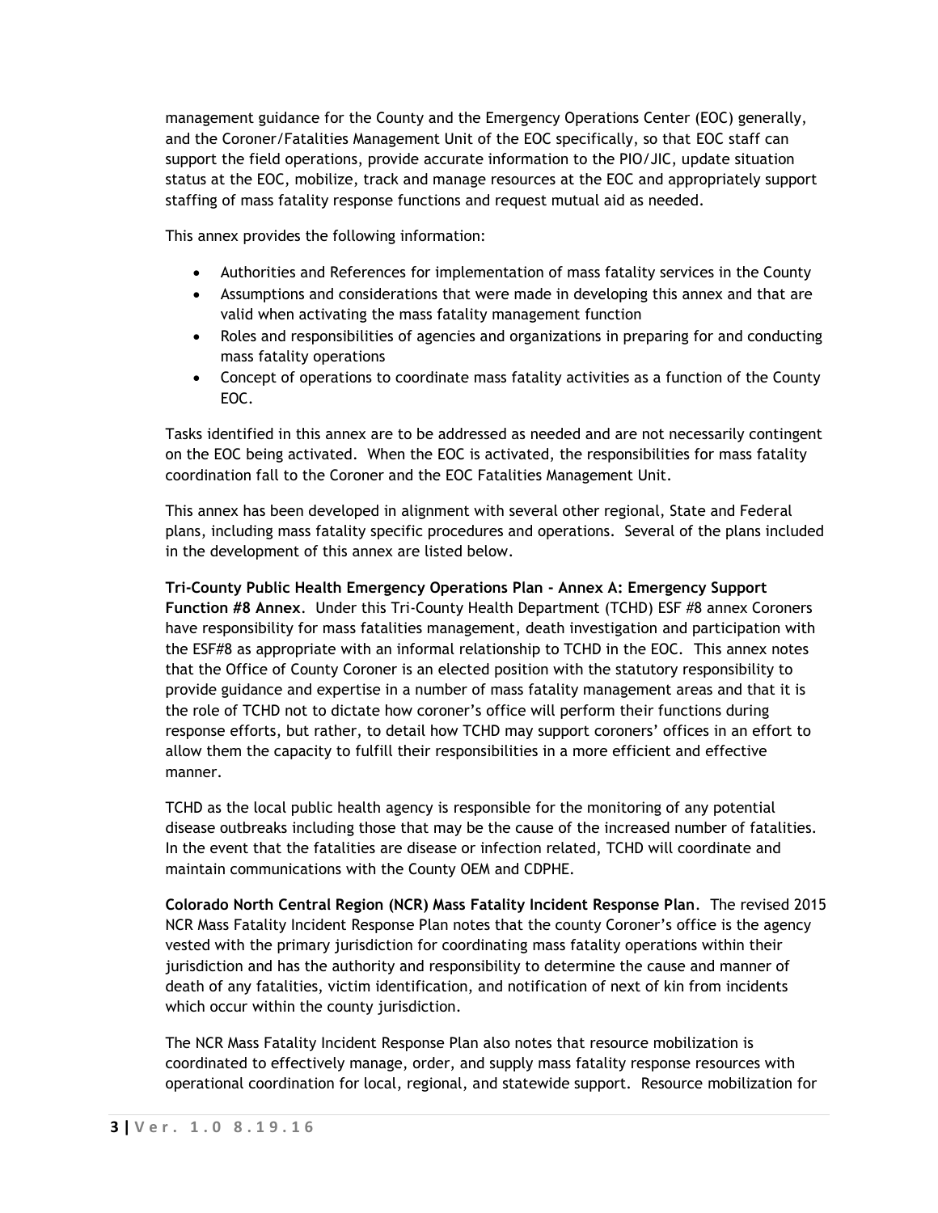management guidance for the County and the Emergency Operations Center (EOC) generally, and the Coroner/Fatalities Management Unit of the EOC specifically, so that EOC staff can support the field operations, provide accurate information to the PIO/JIC, update situation status at the EOC, mobilize, track and manage resources at the EOC and appropriately support staffing of mass fatality response functions and request mutual aid as needed.

This annex provides the following information:

- Authorities and References for implementation of mass fatality services in the County
- Assumptions and considerations that were made in developing this annex and that are valid when activating the mass fatality management function
- Roles and responsibilities of agencies and organizations in preparing for and conducting mass fatality operations
- Concept of operations to coordinate mass fatality activities as a function of the County EOC.

Tasks identified in this annex are to be addressed as needed and are not necessarily contingent on the EOC being activated. When the EOC is activated, the responsibilities for mass fatality coordination fall to the Coroner and the EOC Fatalities Management Unit.

This annex has been developed in alignment with several other regional, State and Federal plans, including mass fatality specific procedures and operations. Several of the plans included in the development of this annex are listed below.

**Tri-County Public Health Emergency Operations Plan - Annex A: Emergency Support Function #8 Annex**. Under this Tri-County Health Department (TCHD) ESF #8 annex Coroners have responsibility for mass fatalities management, death investigation and participation with the ESF#8 as appropriate with an informal relationship to TCHD in the EOC. This annex notes that the Office of County Coroner is an elected position with the statutory responsibility to provide guidance and expertise in a number of mass fatality management areas and that it is the role of TCHD not to dictate how coroner's office will perform their functions during response efforts, but rather, to detail how TCHD may support coroners' offices in an effort to allow them the capacity to fulfill their responsibilities in a more efficient and effective manner.

TCHD as the local public health agency is responsible for the monitoring of any potential disease outbreaks including those that may be the cause of the increased number of fatalities. In the event that the fatalities are disease or infection related, TCHD will coordinate and maintain communications with the County OEM and CDPHE.

**Colorado North Central Region (NCR) Mass Fatality Incident Response Plan**. The revised 2015 NCR Mass Fatality Incident Response Plan notes that the county Coroner's office is the agency vested with the primary jurisdiction for coordinating mass fatality operations within their jurisdiction and has the authority and responsibility to determine the cause and manner of death of any fatalities, victim identification, and notification of next of kin from incidents which occur within the county jurisdiction.

The NCR Mass Fatality Incident Response Plan also notes that resource mobilization is coordinated to effectively manage, order, and supply mass fatality response resources with operational coordination for local, regional, and statewide support. Resource mobilization for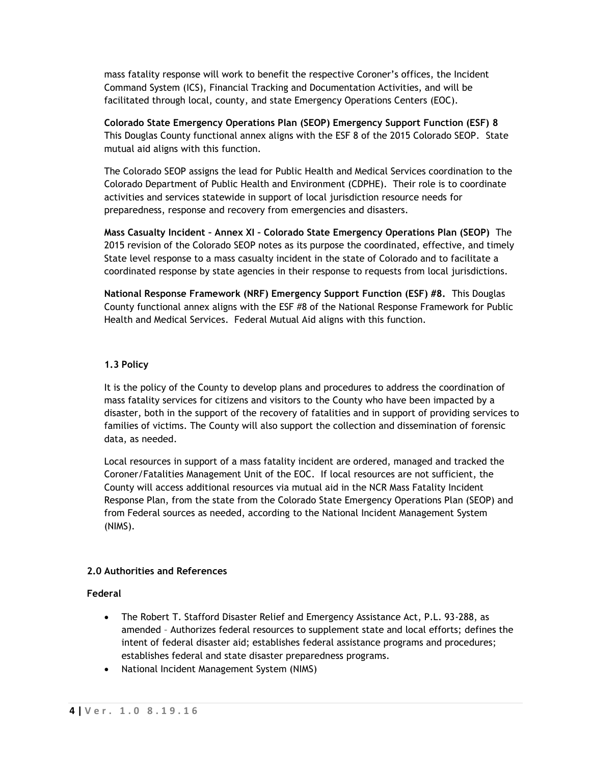mass fatality response will work to benefit the respective Coroner's offices, the Incident Command System (ICS), Financial Tracking and Documentation Activities, and will be facilitated through local, county, and state Emergency Operations Centers (EOC).

**Colorado State Emergency Operations Plan (SEOP) Emergency Support Function (ESF) 8**
This Douglas County functional annex aligns with the ESF 8 of the 2015 Colorado SEOP. State mutual aid aligns with this function.

The Colorado SEOP assigns the lead for Public Health and Medical Services coordination to the Colorado Department of Public Health and Environment (CDPHE). Their role is to coordinate activities and services statewide in support of local jurisdiction resource needs for preparedness, response and recovery from emergencies and disasters.

**Mass Casualty Incident – Annex XI – Colorado State Emergency Operations Plan (SEOP)** The 2015 revision of the Colorado SEOP notes as its purpose the coordinated, effective, and timely State level response to a mass casualty incident in the state of Colorado and to facilitate a coordinated response by state agencies in their response to requests from local jurisdictions.

**National Response Framework (NRF) Emergency Support Function (ESF) #8.** This Douglas County functional annex aligns with the ESF #8 of the National Response Framework for Public Health and Medical Services. Federal Mutual Aid aligns with this function.

### 1.3 Policy

It is the policy of the County to develop plans and procedures to address the coordination of mass fatality services for citizens and visitors to the County who have been impacted by a disaster, both in the support of the recovery of fatalities and in support of providing services to families of victims. The County will also support the collection and dissemination of forensic data, as needed.

Local resources in support of a mass fatality incident are ordered, managed and tracked the Coroner/Fatalities Management Unit of the EOC. If local resources are not sufficient, the County will access additional resources via mutual aid in the NCR Mass Fatality Incident Response Plan, from the state from the Colorado State Emergency Operations Plan (SEOP) and from Federal sources as needed, according to the National Incident Management System (NIMS).

## 2.0 Authorities and References

### Federal

- The Robert T. Stafford Disaster Relief and Emergency Assistance Act, P.L. 93-288, as amended – Authorizes federal resources to supplement state and local efforts; defines the intent of federal disaster aid; establishes federal assistance programs and procedures; establishes federal and state disaster preparedness programs.
- National Incident Management System (NIMS)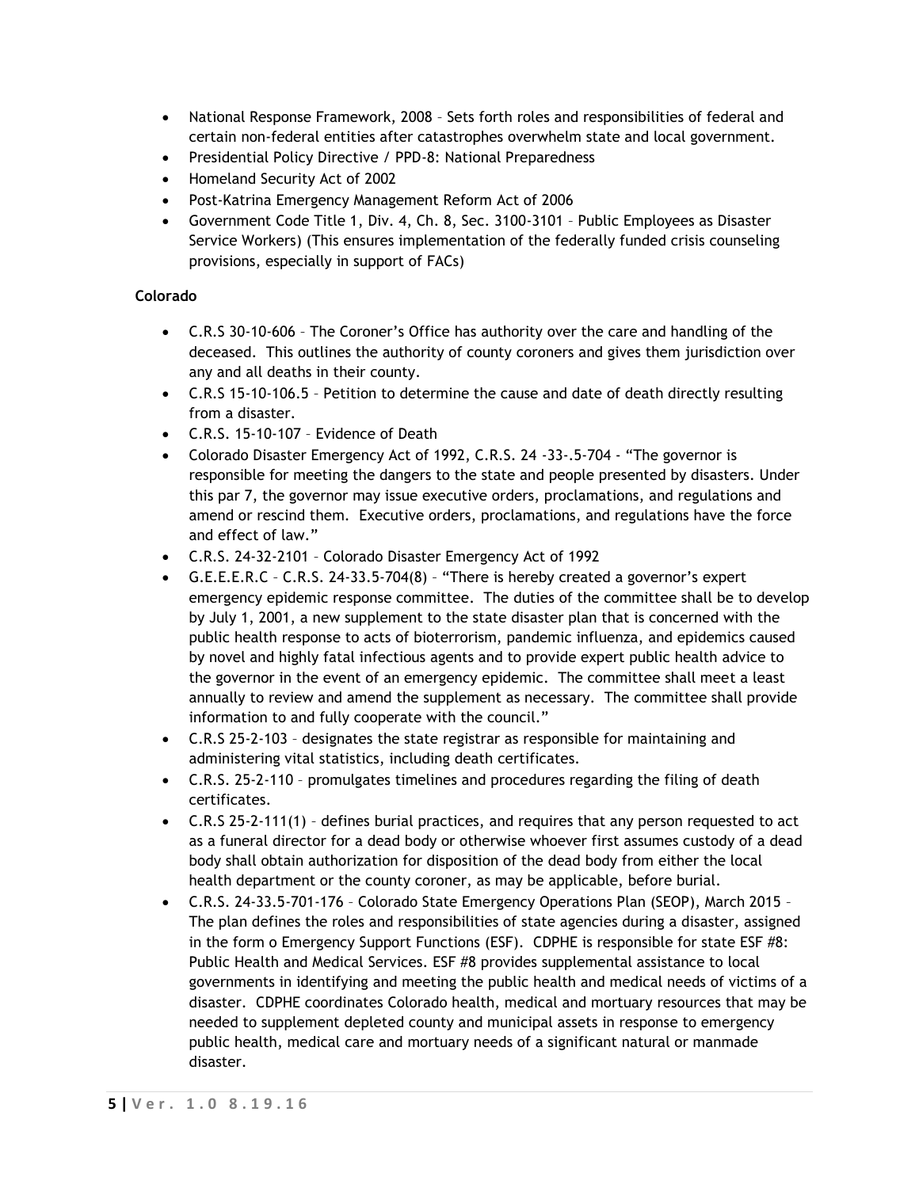- National Response Framework, 2008 – Sets forth roles and responsibilities of federal and certain non-federal entities after catastrophes overwhelm state and local government.
- Presidential Policy Directive / PPD-8: National Preparedness
- Homeland Security Act of 2002
- Post-Katrina Emergency Management Reform Act of 2006
- Government Code Title 1, Div. 4, Ch. 8, Sec. 3100-3101 – Public Employees as Disaster Service Workers) (This ensures implementation of the federally funded crisis counseling provisions, especially in support of FACs)

**Colorado**

- C.R.S 30-10-606 – The Coroner's Office has authority over the care and handling of the deceased. This outlines the authority of county coroners and gives them jurisdiction over any and all deaths in their county.
- C.R.S 15-10-106.5 – Petition to determine the cause and date of death directly resulting from a disaster.
- C.R.S. 15-10-107 – Evidence of Death
- Colorado Disaster Emergency Act of 1992, C.R.S. 24 -33-.5-704 - "The governor is responsible for meeting the dangers to the state and people presented by disasters. Under this par 7, the governor may issue executive orders, proclamations, and regulations and amend or rescind them. Executive orders, proclamations, and regulations have the force and effect of law."
- C.R.S. 24-32-2101 – Colorado Disaster Emergency Act of 1992
- G.E.E.E.R.C – C.R.S. 24-33.5-704(8) – "There is hereby created a governor's expert emergency epidemic response committee. The duties of the committee shall be to develop by July 1, 2001, a new supplement to the state disaster plan that is concerned with the public health response to acts of bioterrorism, pandemic influenza, and epidemics caused by novel and highly fatal infectious agents and to provide expert public health advice to the governor in the event of an emergency epidemic. The committee shall meet a least annually to review and amend the supplement as necessary. The committee shall provide information to and fully cooperate with the council."
- C.R.S 25-2-103 – designates the state registrar as responsible for maintaining and administering vital statistics, including death certificates.
- C.R.S. 25-2-110 – promulgates timelines and procedures regarding the filing of death certificates.
- C.R.S 25-2-111(1) – defines burial practices, and requires that any person requested to act as a funeral director for a dead body or otherwise whoever first assumes custody of a dead body shall obtain authorization for disposition of the dead body from either the local health department or the county coroner, as may be applicable, before burial.
- C.R.S. 24-33.5-701-176 – Colorado State Emergency Operations Plan (SEOP), March 2015 – The plan defines the roles and responsibilities of state agencies during a disaster, assigned in the form o Emergency Support Functions (ESF). CDPHE is responsible for state ESF #8: Public Health and Medical Services. ESF #8 provides supplemental assistance to local governments in identifying and meeting the public health and medical needs of victims of a disaster. CDPHE coordinates Colorado health, medical and mortuary resources that may be needed to supplement depleted county and municipal assets in response to emergency public health, medical care and mortuary needs of a significant natural or manmade disaster.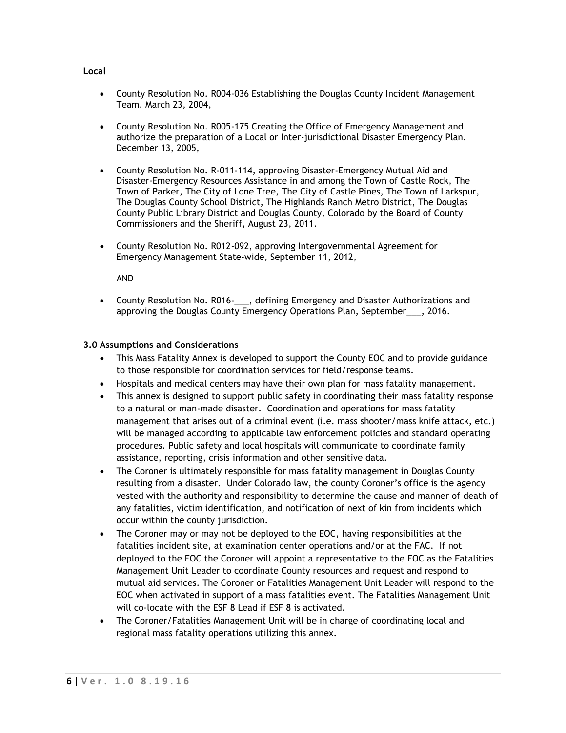**Local**

- County Resolution No. R004-036 Establishing the Douglas County Incident Management Team. March 23, 2004,

- County Resolution No. R005-175 Creating the Office of Emergency Management and authorize the preparation of a Local or Inter-jurisdictional Disaster Emergency Plan. December 13, 2005,

- County Resolution No. R-011-114, approving Disaster-Emergency Mutual Aid and Disaster-Emergency Resources Assistance in and among the Town of Castle Rock, The Town of Parker, The City of Lone Tree, The City of Castle Pines, The Town of Larkspur, The Douglas County School District, The Highlands Ranch Metro District, The Douglas County Public Library District and Douglas County, Colorado by the Board of County Commissioners and the Sheriff, August 23, 2011.

- County Resolution No. R012-092, approving Intergovernmental Agreement for Emergency Management State-wide, September 11, 2012,

  AND

- County Resolution No. R016-___, defining Emergency and Disaster Authorizations and approving the Douglas County Emergency Operations Plan, September___, 2016.

**3.0 Assumptions and Considerations**

- This Mass Fatality Annex is developed to support the County EOC and to provide guidance to those responsible for coordination services for field/response teams.
- Hospitals and medical centers may have their own plan for mass fatality management.
- This annex is designed to support public safety in coordinating their mass fatality response to a natural or man-made disaster. Coordination and operations for mass fatality management that arises out of a criminal event (i.e. mass shooter/mass knife attack, etc.) will be managed according to applicable law enforcement policies and standard operating procedures. Public safety and local hospitals will communicate to coordinate family assistance, reporting, crisis information and other sensitive data.
- The Coroner is ultimately responsible for mass fatality management in Douglas County resulting from a disaster. Under Colorado law, the county Coroner's office is the agency vested with the authority and responsibility to determine the cause and manner of death of any fatalities, victim identification, and notification of next of kin from incidents which occur within the county jurisdiction.
- The Coroner may or may not be deployed to the EOC, having responsibilities at the fatalities incident site, at examination center operations and/or at the FAC. If not deployed to the EOC the Coroner will appoint a representative to the EOC as the Fatalities Management Unit Leader to coordinate County resources and request and respond to mutual aid services. The Coroner or Fatalities Management Unit Leader will respond to the EOC when activated in support of a mass fatalities event. The Fatalities Management Unit will co-locate with the ESF 8 Lead if ESF 8 is activated.
- The Coroner/Fatalities Management Unit will be in charge of coordinating local and regional mass fatality operations utilizing this annex.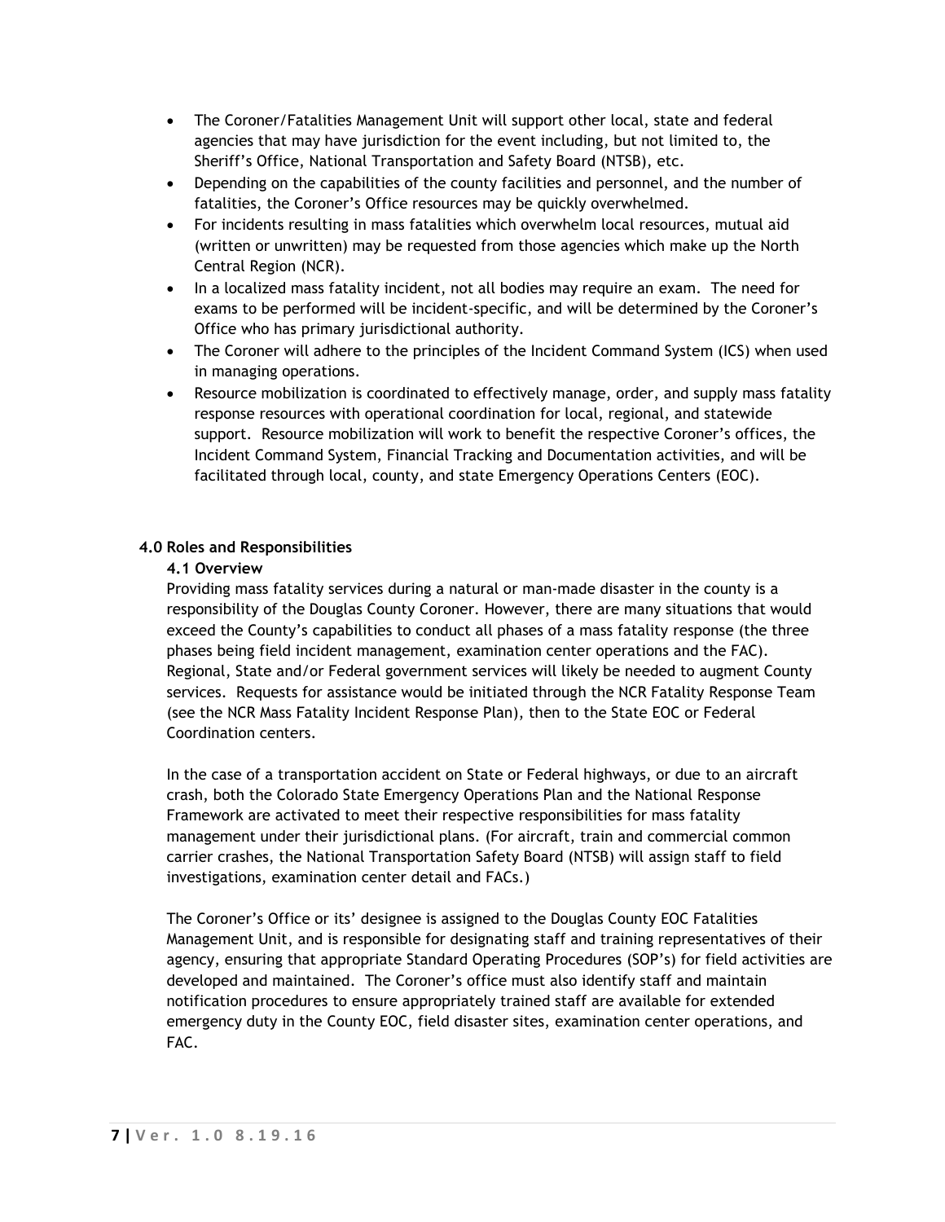- The Coroner/Fatalities Management Unit will support other local, state and federal agencies that may have jurisdiction for the event including, but not limited to, the Sheriff's Office, National Transportation and Safety Board (NTSB), etc.
- Depending on the capabilities of the county facilities and personnel, and the number of fatalities, the Coroner's Office resources may be quickly overwhelmed.
- For incidents resulting in mass fatalities which overwhelm local resources, mutual aid (written or unwritten) may be requested from those agencies which make up the North Central Region (NCR).
- In a localized mass fatality incident, not all bodies may require an exam. The need for exams to be performed will be incident-specific, and will be determined by the Coroner's Office who has primary jurisdictional authority.
- The Coroner will adhere to the principles of the Incident Command System (ICS) when used in managing operations.
- Resource mobilization is coordinated to effectively manage, order, and supply mass fatality response resources with operational coordination for local, regional, and statewide support. Resource mobilization will work to benefit the respective Coroner's offices, the Incident Command System, Financial Tracking and Documentation activities, and will be facilitated through local, county, and state Emergency Operations Centers (EOC).

## 4.0 Roles and Responsibilities

### 4.1 Overview

Providing mass fatality services during a natural or man-made disaster in the county is a responsibility of the Douglas County Coroner. However, there are many situations that would exceed the County's capabilities to conduct all phases of a mass fatality response (the three phases being field incident management, examination center operations and the FAC). Regional, State and/or Federal government services will likely be needed to augment County services. Requests for assistance would be initiated through the NCR Fatality Response Team (see the NCR Mass Fatality Incident Response Plan), then to the State EOC or Federal Coordination centers.

In the case of a transportation accident on State or Federal highways, or due to an aircraft crash, both the Colorado State Emergency Operations Plan and the National Response Framework are activated to meet their respective responsibilities for mass fatality management under their jurisdictional plans. (For aircraft, train and commercial common carrier crashes, the National Transportation Safety Board (NTSB) will assign staff to field investigations, examination center detail and FACs.)

The Coroner's Office or its' designee is assigned to the Douglas County EOC Fatalities Management Unit, and is responsible for designating staff and training representatives of their agency, ensuring that appropriate Standard Operating Procedures (SOP's) for field activities are developed and maintained. The Coroner's office must also identify staff and maintain notification procedures to ensure appropriately trained staff are available for extended emergency duty in the County EOC, field disaster sites, examination center operations, and FAC.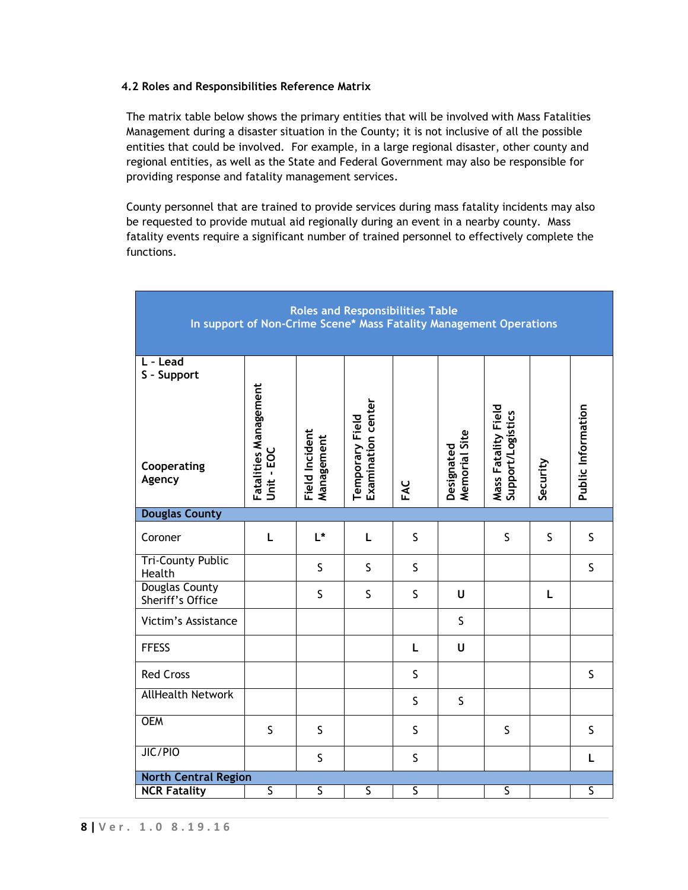### 4.2 Roles and Responsibilities Reference Matrix

The matrix table below shows the primary entities that will be involved with Mass Fatalities Management during a disaster situation in the County; it is not inclusive of all the possible entities that could be involved. For example, in a large regional disaster, other county and regional entities, as well as the State and Federal Government may also be responsible for providing response and fatality management services.

County personnel that are trained to provide services during mass fatality incidents may also be requested to provide mutual aid regionally during an event in a nearby county. Mass fatality events require a significant number of trained personnel to effectively complete the functions.

**Roles and Responsibilities Table**
**In support of Non-Crime Scene* Mass Fatality Management Operations**

| L - Lead<br>S - Support<br><br>Cooperating Agency | Fatalities Management Unit - EOC | Field Incident Management | Temporary Field Examination center | FAC | Designated Memorial Site | Mass Fatality Field Support/Logistics | Security | Public Information |
|---|---|---|---|---|---|---|---|---|
| **Douglas County** | | | | | | | | |
| Coroner | L | L* | L | S | | S | S | S |
| Tri-County Public Health | | S | S | S | | | | S |
| Douglas County Sheriff's Office | | S | S | S | U | | L | |
| Victim's Assistance | | | | | S | | | |
| FFESS | | | | L | U | | | |
| Red Cross | | | | S | | | | S |
| AllHealth Network | | | | S | S | | | |
| OEM | S | S | | S | | S | | S |
| JIC/PIO | | S | | S | | | | L |
| **North Central Region** | | | | | | | | |
| **NCR Fatality** | S | S | S | S | | S | | S |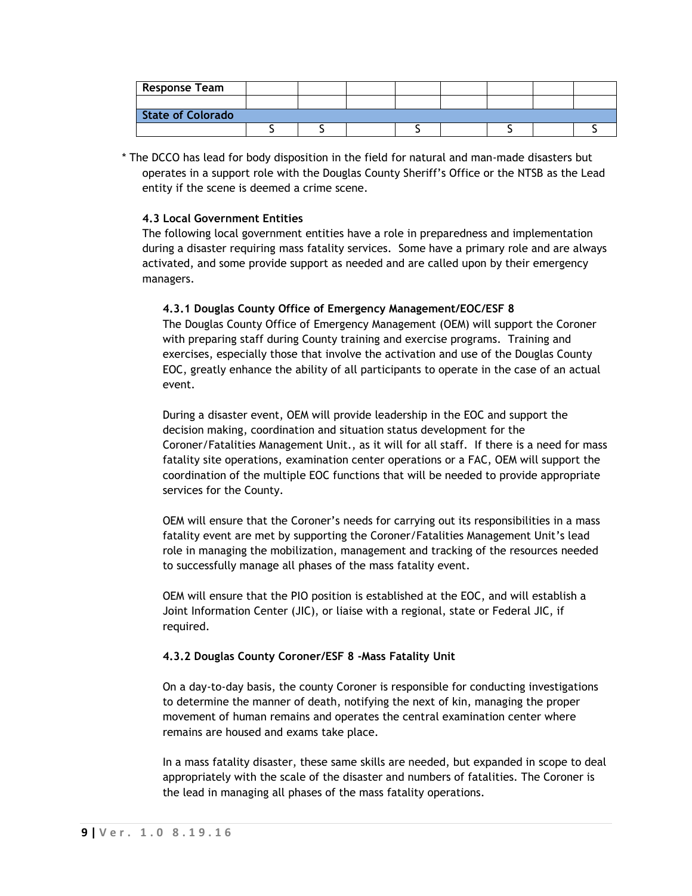| Response Team | | | | | | | | |
|---|---|---|---|---|---|---|---|---|
| | | | | | | | | |
| **State of Colorado** | | | | | | | | |
| | S | S | | S | | S | | S |

* The DCCO has lead for body disposition in the field for natural and man-made disasters but operates in a support role with the Douglas County Sheriff's Office or the NTSB as the Lead entity if the scene is deemed a crime scene.

### 4.3 Local Government Entities

The following local government entities have a role in preparedness and implementation during a disaster requiring mass fatality services. Some have a primary role and are always activated, and some provide support as needed and are called upon by their emergency managers.

#### 4.3.1 Douglas County Office of Emergency Management/EOC/ESF 8

The Douglas County Office of Emergency Management (OEM) will support the Coroner with preparing staff during County training and exercise programs. Training and exercises, especially those that involve the activation and use of the Douglas County EOC, greatly enhance the ability of all participants to operate in the case of an actual event.

During a disaster event, OEM will provide leadership in the EOC and support the decision making, coordination and situation status development for the Coroner/Fatalities Management Unit., as it will for all staff. If there is a need for mass fatality site operations, examination center operations or a FAC, OEM will support the coordination of the multiple EOC functions that will be needed to provide appropriate services for the County.

OEM will ensure that the Coroner's needs for carrying out its responsibilities in a mass fatality event are met by supporting the Coroner/Fatalities Management Unit's lead role in managing the mobilization, management and tracking of the resources needed to successfully manage all phases of the mass fatality event.

OEM will ensure that the PIO position is established at the EOC, and will establish a Joint Information Center (JIC), or liaise with a regional, state or Federal JIC, if required.

#### 4.3.2 Douglas County Coroner/ESF 8 -Mass Fatality Unit

On a day-to-day basis, the county Coroner is responsible for conducting investigations to determine the manner of death, notifying the next of kin, managing the proper movement of human remains and operates the central examination center where remains are housed and exams take place.

In a mass fatality disaster, these same skills are needed, but expanded in scope to deal appropriately with the scale of the disaster and numbers of fatalities. The Coroner is the lead in managing all phases of the mass fatality operations.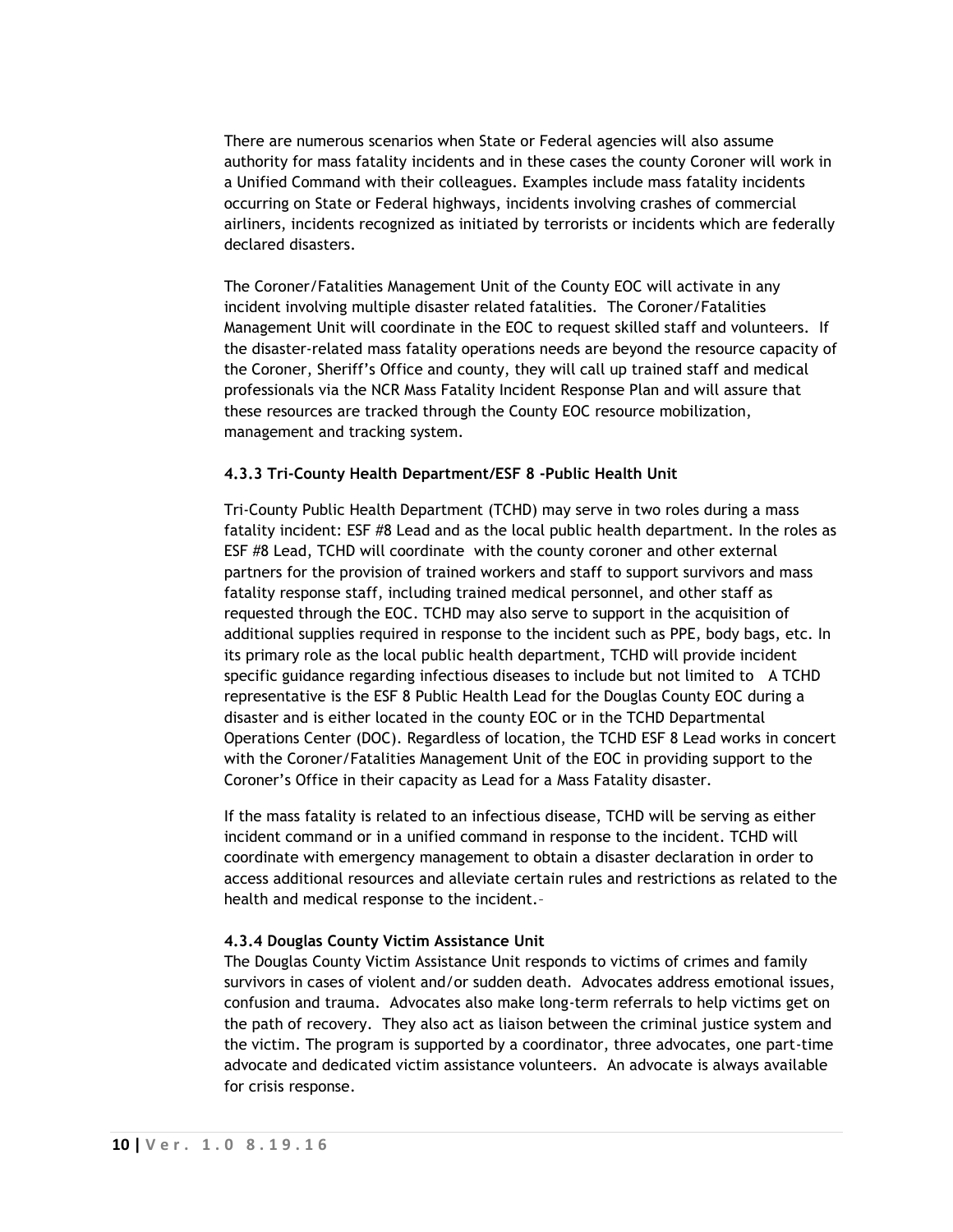There are numerous scenarios when State or Federal agencies will also assume authority for mass fatality incidents and in these cases the county Coroner will work in a Unified Command with their colleagues. Examples include mass fatality incidents occurring on State or Federal highways, incidents involving crashes of commercial airliners, incidents recognized as initiated by terrorists or incidents which are federally declared disasters.

The Coroner/Fatalities Management Unit of the County EOC will activate in any incident involving multiple disaster related fatalities. The Coroner/Fatalities Management Unit will coordinate in the EOC to request skilled staff and volunteers. If the disaster-related mass fatality operations needs are beyond the resource capacity of the Coroner, Sheriff's Office and county, they will call up trained staff and medical professionals via the NCR Mass Fatality Incident Response Plan and will assure that these resources are tracked through the County EOC resource mobilization, management and tracking system.

#### 4.3.3 Tri-County Health Department/ESF 8 -Public Health Unit

Tri-County Public Health Department (TCHD) may serve in two roles during a mass fatality incident: ESF #8 Lead and as the local public health department. In the roles as ESF #8 Lead, TCHD will coordinate with the county coroner and other external partners for the provision of trained workers and staff to support survivors and mass fatality response staff, including trained medical personnel, and other staff as requested through the EOC. TCHD may also serve to support in the acquisition of additional supplies required in response to the incident such as PPE, body bags, etc. In its primary role as the local public health department, TCHD will provide incident specific guidance regarding infectious diseases to include but not limited to A TCHD representative is the ESF 8 Public Health Lead for the Douglas County EOC during a disaster and is either located in the county EOC or in the TCHD Departmental Operations Center (DOC). Regardless of location, the TCHD ESF 8 Lead works in concert with the Coroner/Fatalities Management Unit of the EOC in providing support to the Coroner's Office in their capacity as Lead for a Mass Fatality disaster.

If the mass fatality is related to an infectious disease, TCHD will be serving as either incident command or in a unified command in response to the incident. TCHD will coordinate with emergency management to obtain a disaster declaration in order to access additional resources and alleviate certain rules and restrictions as related to the health and medical response to the incident.

#### 4.3.4 Douglas County Victim Assistance Unit

The Douglas County Victim Assistance Unit responds to victims of crimes and family survivors in cases of violent and/or sudden death. Advocates address emotional issues, confusion and trauma. Advocates also make long-term referrals to help victims get on the path of recovery. They also act as liaison between the criminal justice system and the victim. The program is supported by a coordinator, three advocates, one part-time advocate and dedicated victim assistance volunteers. An advocate is always available for crisis response.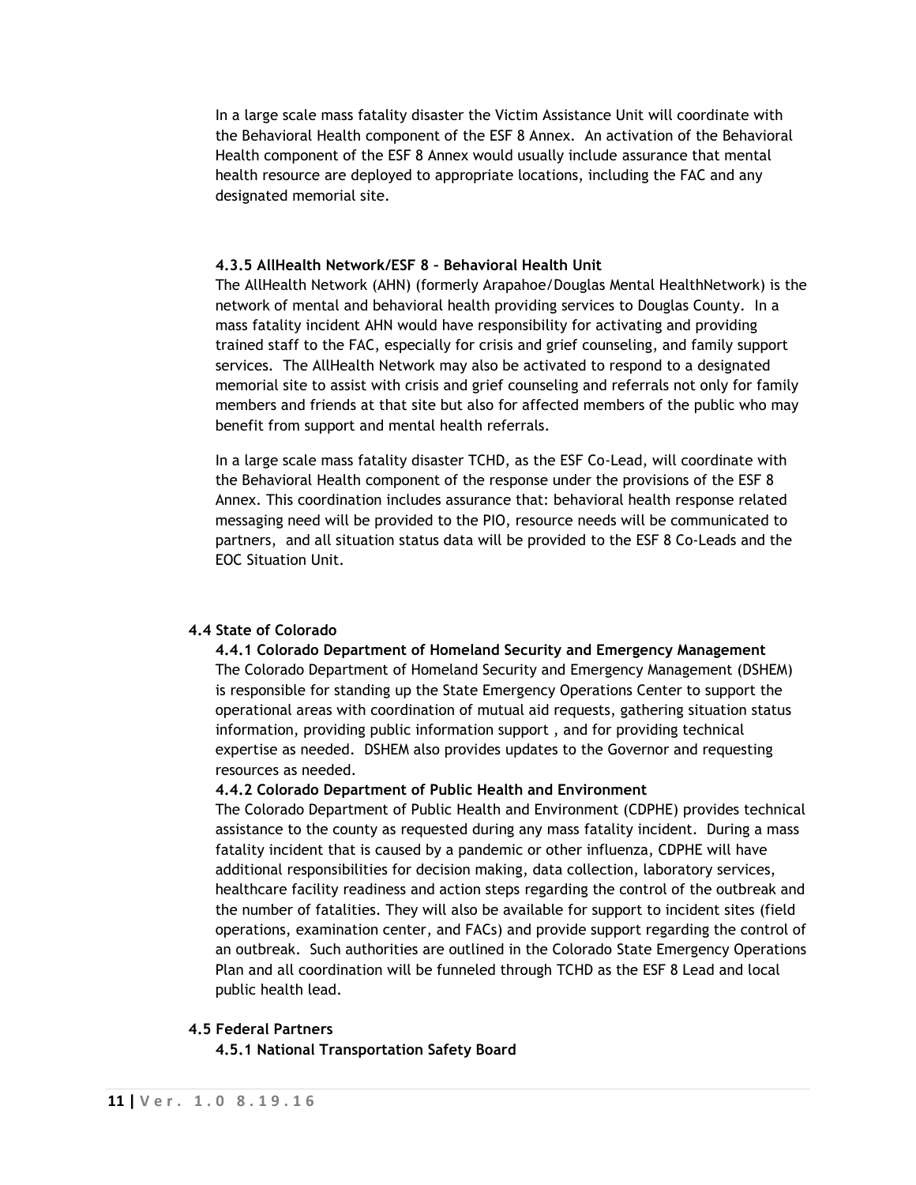In a large scale mass fatality disaster the Victim Assistance Unit will coordinate with the Behavioral Health component of the ESF 8 Annex. An activation of the Behavioral Health component of the ESF 8 Annex would usually include assurance that mental health resource are deployed to appropriate locations, including the FAC and any designated memorial site.

#### 4.3.5 AllHealth Network/ESF 8 – Behavioral Health Unit

The AllHealth Network (AHN) (formerly Arapahoe/Douglas Mental HealthNetwork) is the network of mental and behavioral health providing services to Douglas County. In a mass fatality incident AHN would have responsibility for activating and providing trained staff to the FAC, especially for crisis and grief counseling, and family support services. The AllHealth Network may also be activated to respond to a designated memorial site to assist with crisis and grief counseling and referrals not only for family members and friends at that site but also for affected members of the public who may benefit from support and mental health referrals.

In a large scale mass fatality disaster TCHD, as the ESF Co-Lead, will coordinate with the Behavioral Health component of the response under the provisions of the ESF 8 Annex. This coordination includes assurance that: behavioral health response related messaging need will be provided to the PIO, resource needs will be communicated to partners, and all situation status data will be provided to the ESF 8 Co-Leads and the EOC Situation Unit.

### 4.4 State of Colorado

#### 4.4.1 Colorado Department of Homeland Security and Emergency Management

The Colorado Department of Homeland Security and Emergency Management (DSHEM) is responsible for standing up the State Emergency Operations Center to support the operational areas with coordination of mutual aid requests, gathering situation status information, providing public information support , and for providing technical expertise as needed. DSHEM also provides updates to the Governor and requesting resources as needed.

#### 4.4.2 Colorado Department of Public Health and Environment

The Colorado Department of Public Health and Environment (CDPHE) provides technical assistance to the county as requested during any mass fatality incident. During a mass fatality incident that is caused by a pandemic or other influenza, CDPHE will have additional responsibilities for decision making, data collection, laboratory services, healthcare facility readiness and action steps regarding the control of the outbreak and the number of fatalities. They will also be available for support to incident sites (field operations, examination center, and FACs) and provide support regarding the control of an outbreak. Such authorities are outlined in the Colorado State Emergency Operations Plan and all coordination will be funneled through TCHD as the ESF 8 Lead and local public health lead.

### 4.5 Federal Partners

#### 4.5.1 National Transportation Safety Board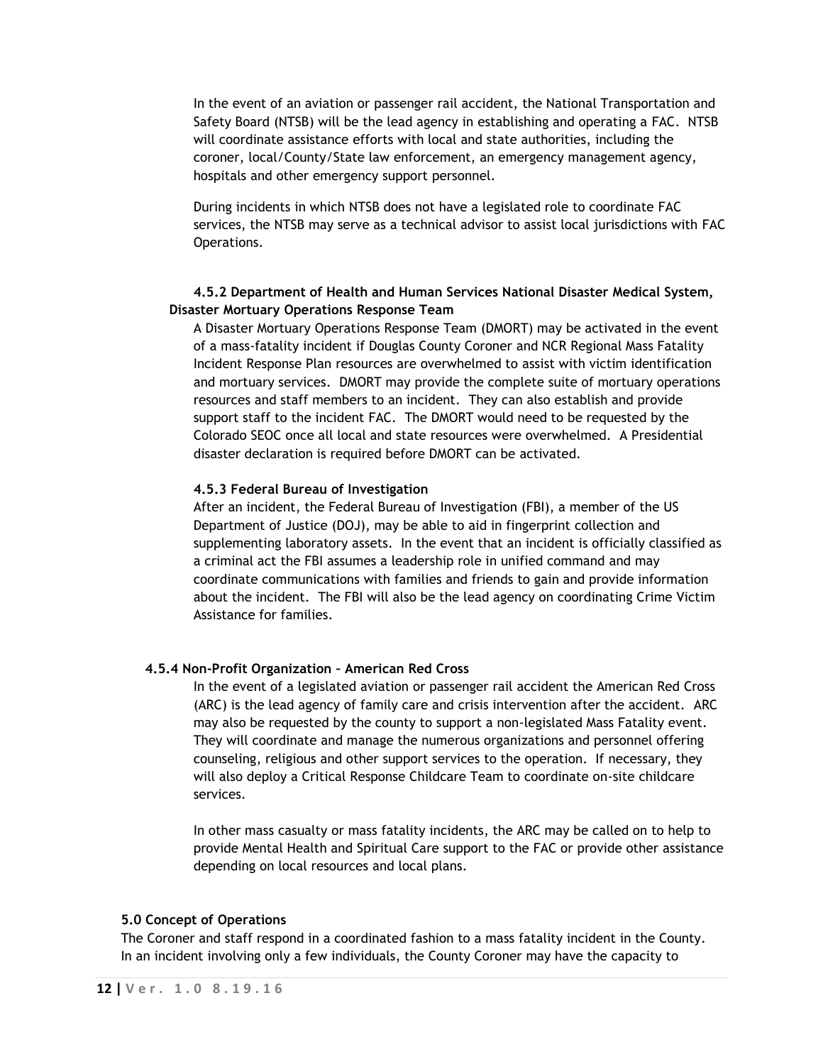In the event of an aviation or passenger rail accident, the National Transportation and Safety Board (NTSB) will be the lead agency in establishing and operating a FAC. NTSB will coordinate assistance efforts with local and state authorities, including the coroner, local/County/State law enforcement, an emergency management agency, hospitals and other emergency support personnel.

During incidents in which NTSB does not have a legislated role to coordinate FAC services, the NTSB may serve as a technical advisor to assist local jurisdictions with FAC Operations.

#### 4.5.2 Department of Health and Human Services National Disaster Medical System, Disaster Mortuary Operations Response Team

A Disaster Mortuary Operations Response Team (DMORT) may be activated in the event of a mass-fatality incident if Douglas County Coroner and NCR Regional Mass Fatality Incident Response Plan resources are overwhelmed to assist with victim identification and mortuary services. DMORT may provide the complete suite of mortuary operations resources and staff members to an incident. They can also establish and provide support staff to the incident FAC. The DMORT would need to be requested by the Colorado SEOC once all local and state resources were overwhelmed. A Presidential disaster declaration is required before DMORT can be activated.

#### 4.5.3 Federal Bureau of Investigation

After an incident, the Federal Bureau of Investigation (FBI), a member of the US Department of Justice (DOJ), may be able to aid in fingerprint collection and supplementing laboratory assets. In the event that an incident is officially classified as a criminal act the FBI assumes a leadership role in unified command and may coordinate communications with families and friends to gain and provide information about the incident. The FBI will also be the lead agency on coordinating Crime Victim Assistance for families.

#### 4.5.4 Non-Profit Organization – American Red Cross

In the event of a legislated aviation or passenger rail accident the American Red Cross (ARC) is the lead agency of family care and crisis intervention after the accident. ARC may also be requested by the county to support a non-legislated Mass Fatality event. They will coordinate and manage the numerous organizations and personnel offering counseling, religious and other support services to the operation. If necessary, they will also deploy a Critical Response Childcare Team to coordinate on-site childcare services.

In other mass casualty or mass fatality incidents, the ARC may be called on to help to provide Mental Health and Spiritual Care support to the FAC or provide other assistance depending on local resources and local plans.

## 5.0 Concept of Operations

The Coroner and staff respond in a coordinated fashion to a mass fatality incident in the County. In an incident involving only a few individuals, the County Coroner may have the capacity to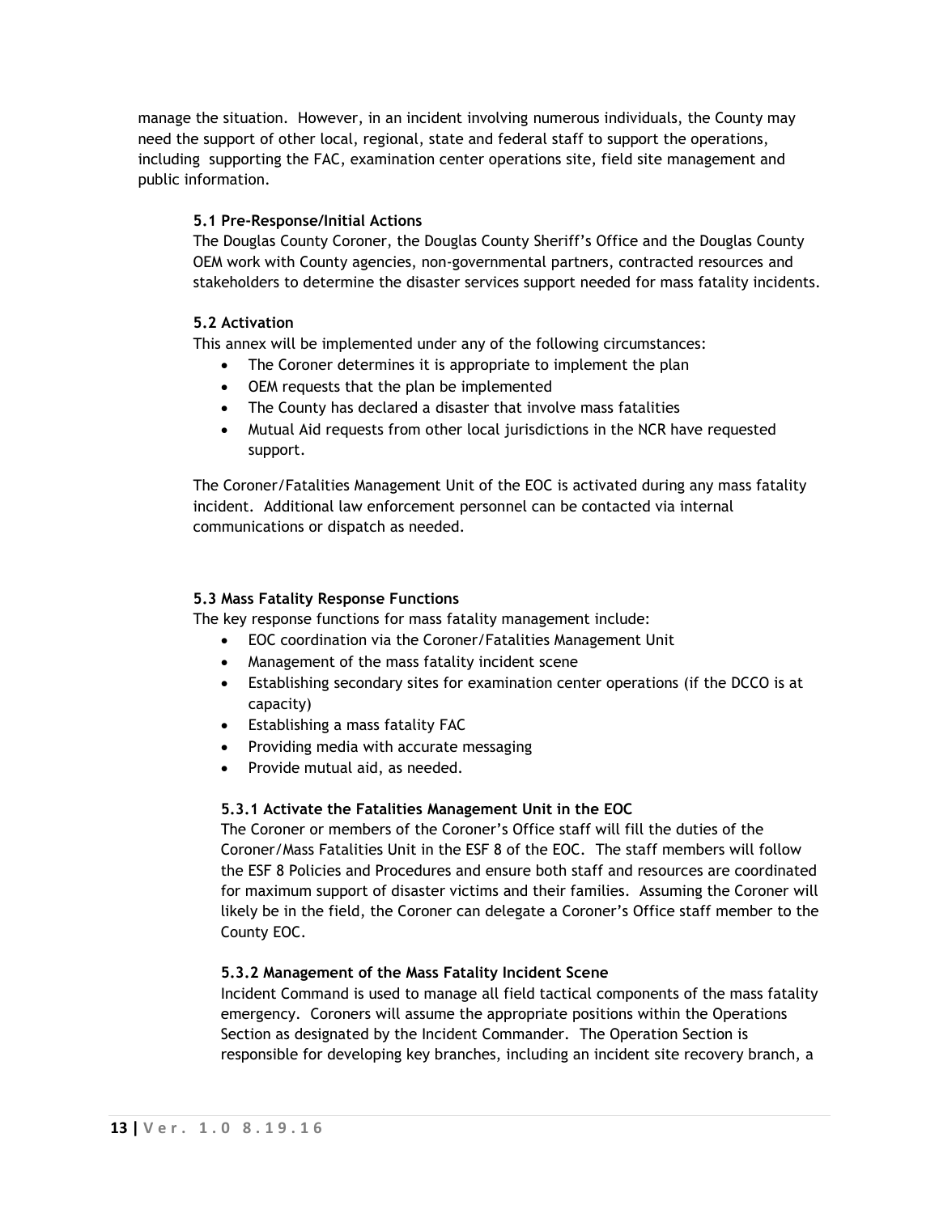manage the situation. However, in an incident involving numerous individuals, the County may need the support of other local, regional, state and federal staff to support the operations, including supporting the FAC, examination center operations site, field site management and public information.

### 5.1 Pre-Response/Initial Actions

The Douglas County Coroner, the Douglas County Sheriff's Office and the Douglas County OEM work with County agencies, non-governmental partners, contracted resources and stakeholders to determine the disaster services support needed for mass fatality incidents.

### 5.2 Activation

This annex will be implemented under any of the following circumstances:

- The Coroner determines it is appropriate to implement the plan
- OEM requests that the plan be implemented
- The County has declared a disaster that involve mass fatalities
- Mutual Aid requests from other local jurisdictions in the NCR have requested support.

The Coroner/Fatalities Management Unit of the EOC is activated during any mass fatality incident. Additional law enforcement personnel can be contacted via internal communications or dispatch as needed.

### 5.3 Mass Fatality Response Functions

The key response functions for mass fatality management include:

- EOC coordination via the Coroner/Fatalities Management Unit
- Management of the mass fatality incident scene
- Establishing secondary sites for examination center operations (if the DCCO is at capacity)
- Establishing a mass fatality FAC
- Providing media with accurate messaging
- Provide mutual aid, as needed.

#### 5.3.1 Activate the Fatalities Management Unit in the EOC

The Coroner or members of the Coroner's Office staff will fill the duties of the Coroner/Mass Fatalities Unit in the ESF 8 of the EOC. The staff members will follow the ESF 8 Policies and Procedures and ensure both staff and resources are coordinated for maximum support of disaster victims and their families. Assuming the Coroner will likely be in the field, the Coroner can delegate a Coroner's Office staff member to the County EOC.

#### 5.3.2 Management of the Mass Fatality Incident Scene

Incident Command is used to manage all field tactical components of the mass fatality emergency. Coroners will assume the appropriate positions within the Operations Section as designated by the Incident Commander. The Operation Section is responsible for developing key branches, including an incident site recovery branch, a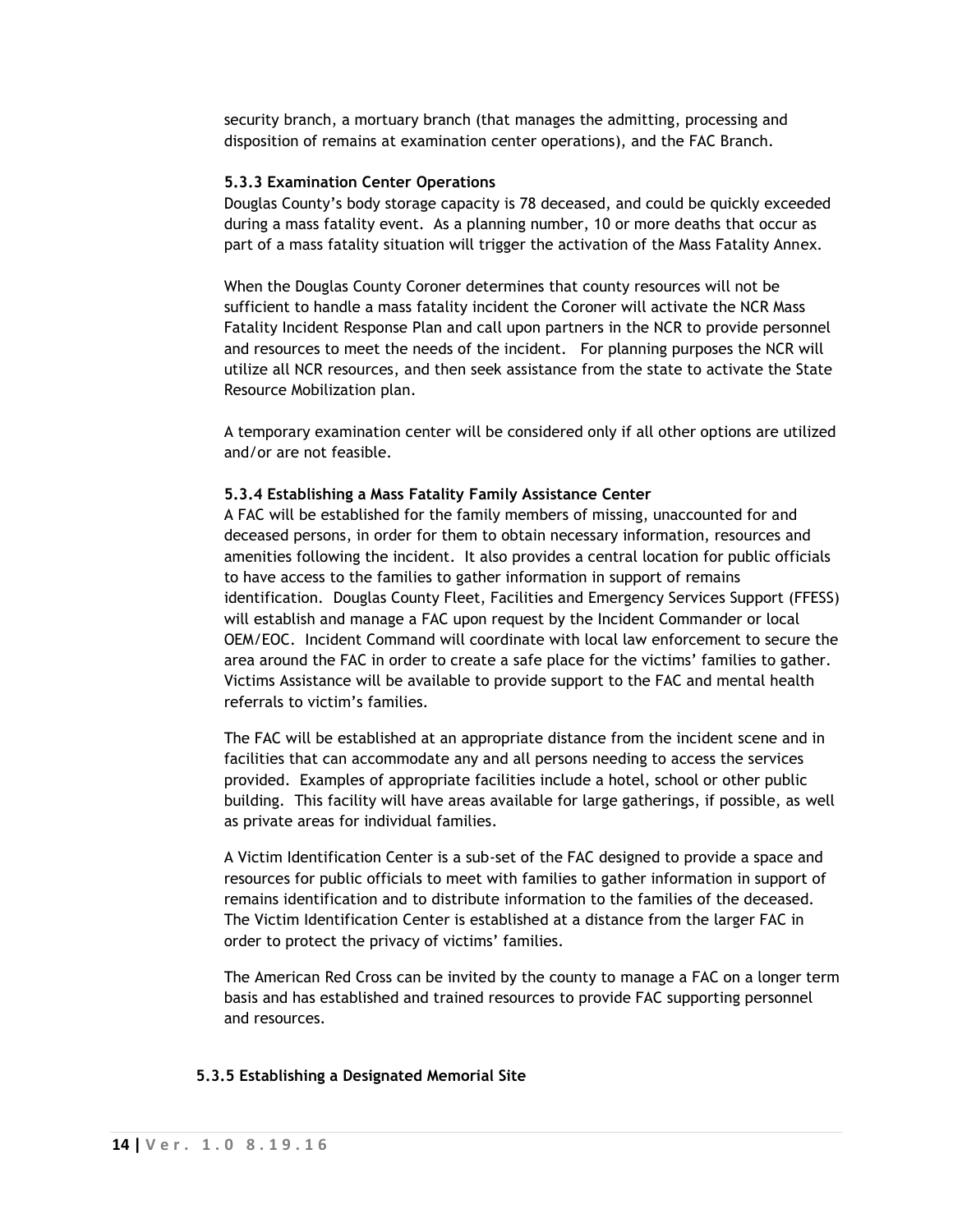security branch, a mortuary branch (that manages the admitting, processing and disposition of remains at examination center operations), and the FAC Branch.

#### 5.3.3 Examination Center Operations

Douglas County's body storage capacity is 78 deceased, and could be quickly exceeded during a mass fatality event. As a planning number, 10 or more deaths that occur as part of a mass fatality situation will trigger the activation of the Mass Fatality Annex.

When the Douglas County Coroner determines that county resources will not be sufficient to handle a mass fatality incident the Coroner will activate the NCR Mass Fatality Incident Response Plan and call upon partners in the NCR to provide personnel and resources to meet the needs of the incident. For planning purposes the NCR will utilize all NCR resources, and then seek assistance from the state to activate the State Resource Mobilization plan.

A temporary examination center will be considered only if all other options are utilized and/or are not feasible.

#### 5.3.4 Establishing a Mass Fatality Family Assistance Center

A FAC will be established for the family members of missing, unaccounted for and deceased persons, in order for them to obtain necessary information, resources and amenities following the incident. It also provides a central location for public officials to have access to the families to gather information in support of remains identification. Douglas County Fleet, Facilities and Emergency Services Support (FFESS) will establish and manage a FAC upon request by the Incident Commander or local OEM/EOC. Incident Command will coordinate with local law enforcement to secure the area around the FAC in order to create a safe place for the victims' families to gather. Victims Assistance will be available to provide support to the FAC and mental health referrals to victim's families.

The FAC will be established at an appropriate distance from the incident scene and in facilities that can accommodate any and all persons needing to access the services provided. Examples of appropriate facilities include a hotel, school or other public building. This facility will have areas available for large gatherings, if possible, as well as private areas for individual families.

A Victim Identification Center is a sub-set of the FAC designed to provide a space and resources for public officials to meet with families to gather information in support of remains identification and to distribute information to the families of the deceased. The Victim Identification Center is established at a distance from the larger FAC in order to protect the privacy of victims' families.

The American Red Cross can be invited by the county to manage a FAC on a longer term basis and has established and trained resources to provide FAC supporting personnel and resources.

#### 5.3.5 Establishing a Designated Memorial Site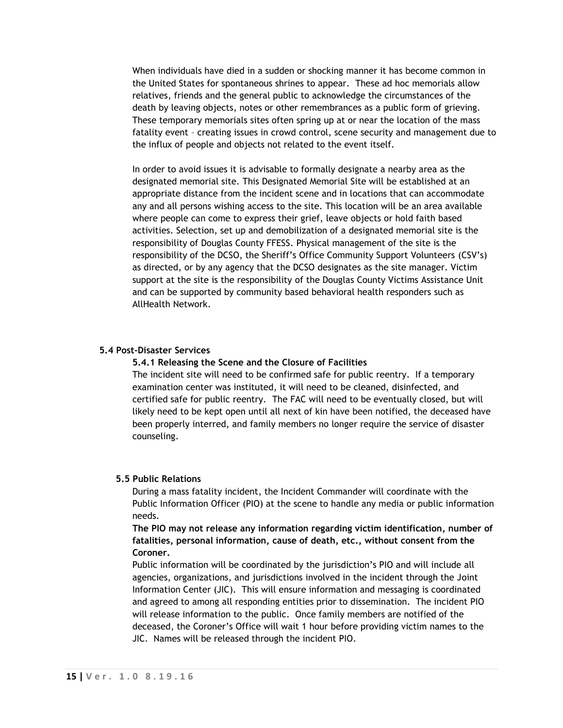When individuals have died in a sudden or shocking manner it has become common in the United States for spontaneous shrines to appear. These ad hoc memorials allow relatives, friends and the general public to acknowledge the circumstances of the death by leaving objects, notes or other remembrances as a public form of grieving. These temporary memorials sites often spring up at or near the location of the mass fatality event – creating issues in crowd control, scene security and management due to the influx of people and objects not related to the event itself.

In order to avoid issues it is advisable to formally designate a nearby area as the designated memorial site. This Designated Memorial Site will be established at an appropriate distance from the incident scene and in locations that can accommodate any and all persons wishing access to the site. This location will be an area available where people can come to express their grief, leave objects or hold faith based activities. Selection, set up and demobilization of a designated memorial site is the responsibility of Douglas County FFESS. Physical management of the site is the responsibility of the DCSO, the Sheriff's Office Community Support Volunteers (CSV's) as directed, or by any agency that the DCSO designates as the site manager. Victim support at the site is the responsibility of the Douglas County Victims Assistance Unit and can be supported by community based behavioral health responders such as AllHealth Network.

## 5.4 Post-Disaster Services

### 5.4.1 Releasing the Scene and the Closure of Facilities

The incident site will need to be confirmed safe for public reentry. If a temporary examination center was instituted, it will need to be cleaned, disinfected, and certified safe for public reentry. The FAC will need to be eventually closed, but will likely need to be kept open until all next of kin have been notified, the deceased have been properly interred, and family members no longer require the service of disaster counseling.

## 5.5 Public Relations

During a mass fatality incident, the Incident Commander will coordinate with the Public Information Officer (PIO) at the scene to handle any media or public information needs.

**The PIO may not release any information regarding victim identification, number of fatalities, personal information, cause of death, etc., without consent from the Coroner.**

Public information will be coordinated by the jurisdiction's PIO and will include all agencies, organizations, and jurisdictions involved in the incident through the Joint Information Center (JIC). This will ensure information and messaging is coordinated and agreed to among all responding entities prior to dissemination. The incident PIO will release information to the public. Once family members are notified of the deceased, the Coroner's Office will wait 1 hour before providing victim names to the JIC. Names will be released through the incident PIO.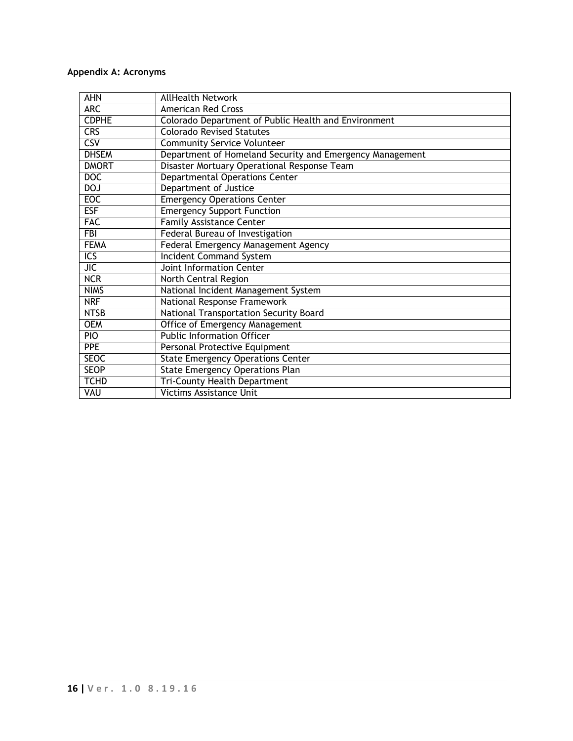**Appendix A: Acronyms**

| | |
|---|---|
| AHN | AllHealth Network |
| ARC | American Red Cross |
| CDPHE | Colorado Department of Public Health and Environment |
| CRS | Colorado Revised Statutes |
| CSV | Community Service Volunteer |
| DHSEM | Department of Homeland Security and Emergency Management |
| DMORT | Disaster Mortuary Operational Response Team |
| DOC | Departmental Operations Center |
| DOJ | Department of Justice |
| EOC | Emergency Operations Center |
| ESF | Emergency Support Function |
| FAC | Family Assistance Center |
| FBI | Federal Bureau of Investigation |
| FEMA | Federal Emergency Management Agency |
| ICS | Incident Command System |
| JIC | Joint Information Center |
| NCR | North Central Region |
| NIMS | National Incident Management System |
| NRF | National Response Framework |
| NTSB | National Transportation Security Board |
| OEM | Office of Emergency Management |
| PIO | Public Information Officer |
| PPE | Personal Protective Equipment |
| SEOC | State Emergency Operations Center |
| SEOP | State Emergency Operations Plan |
| TCHD | Tri-County Health Department |
| VAU | Victims Assistance Unit |